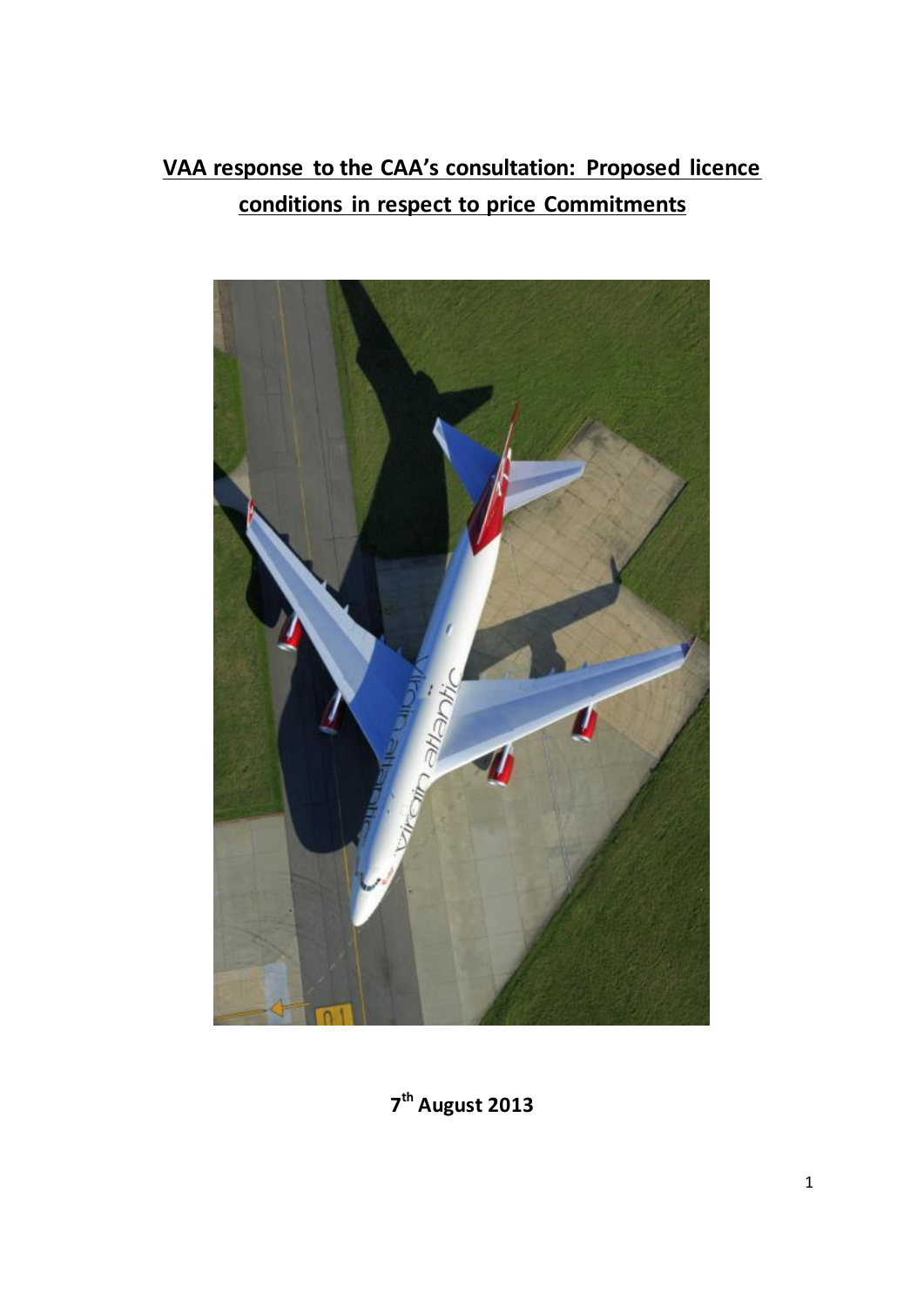# VAA response to the CAA's consultation: Proposed licence conditions in respect to price Commitments

7th August 2013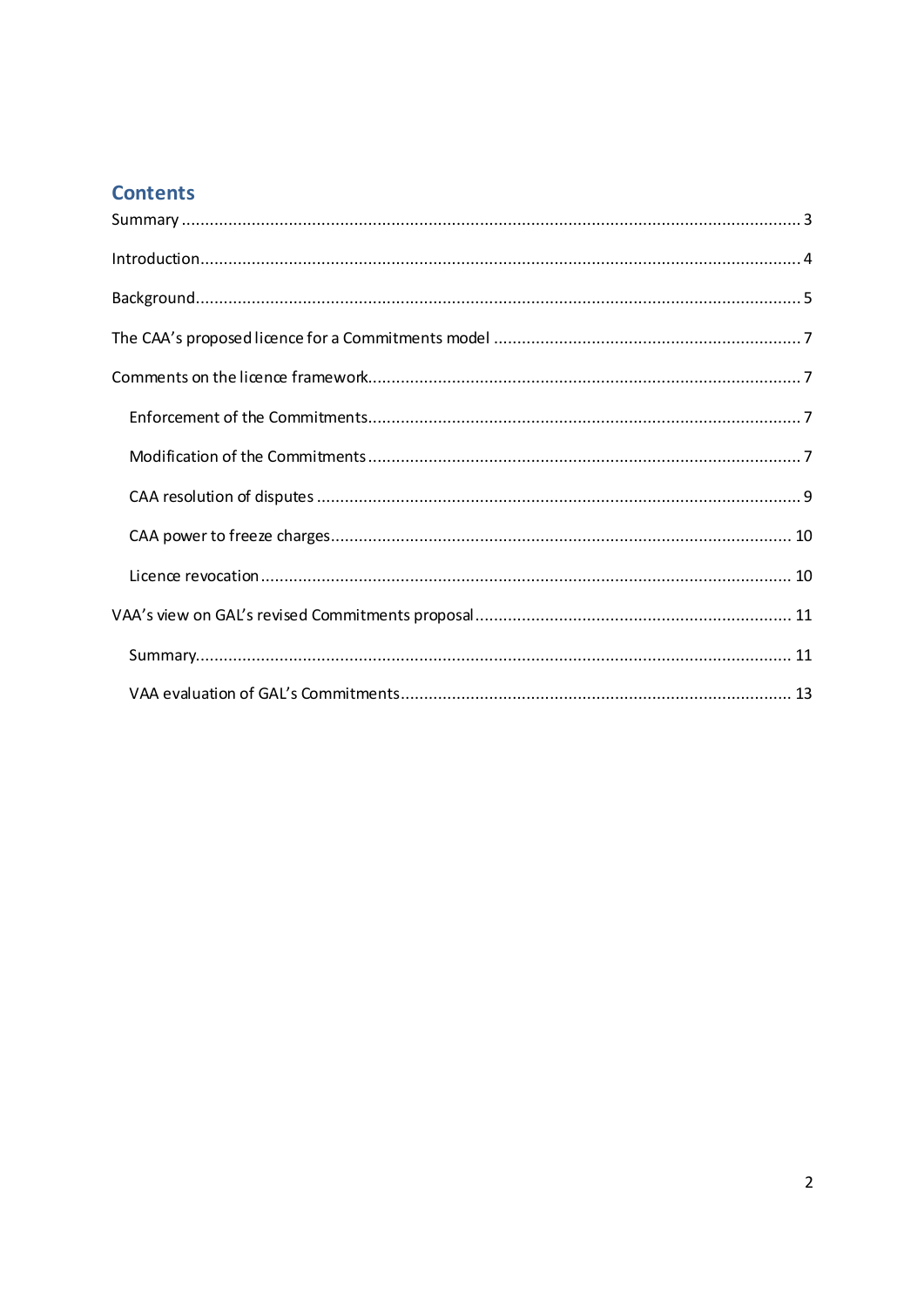## Contents

- Summary ..... 3
- Introduction ..... 4
- Background ..... 5
- The CAA's proposed licence for a Commitments model ..... 7
- Comments on the licence framework ..... 7
  - Enforcement of the Commitments ..... 7
  - Modification of the Commitments ..... 7
  - CAA resolution of disputes ..... 9
  - CAA power to freeze charges ..... 10
  - Licence revocation ..... 10
- VAA's view on GAL's revised Commitments proposal ..... 11
  - Summary ..... 11
  - VAA evaluation of GAL's Commitments ..... 13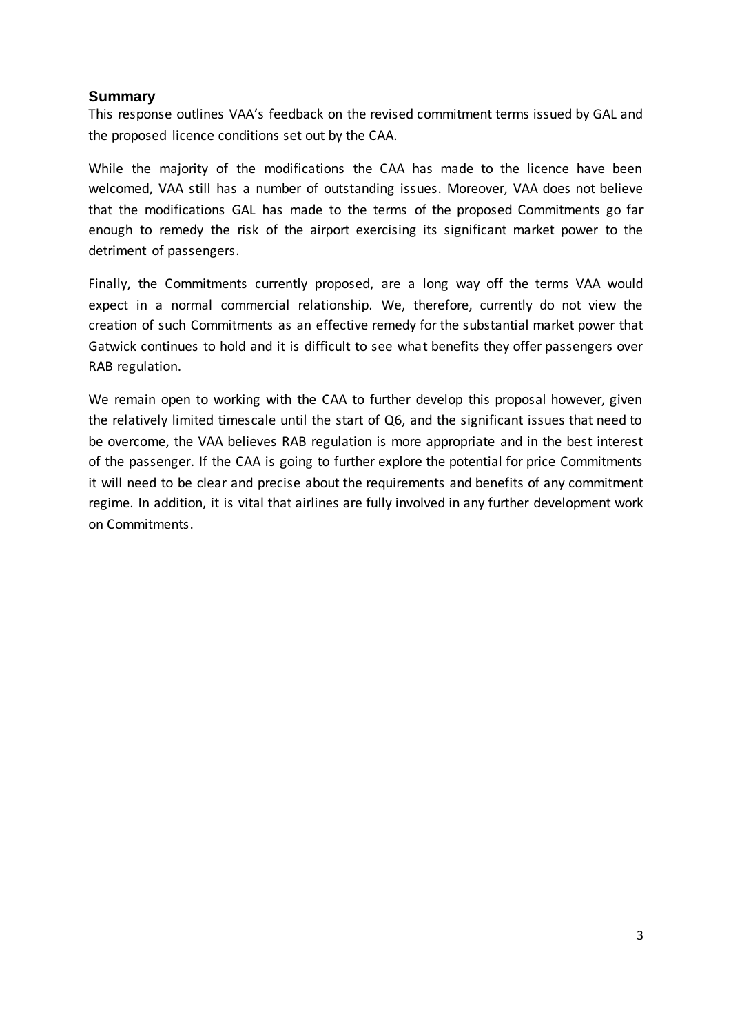## Summary

This response outlines VAA's feedback on the revised commitment terms issued by GAL and the proposed licence conditions set out by the CAA.

While the majority of the modifications the CAA has made to the licence have been welcomed, VAA still has a number of outstanding issues. Moreover, VAA does not believe that the modifications GAL has made to the terms of the proposed Commitments go far enough to remedy the risk of the airport exercising its significant market power to the detriment of passengers.

Finally, the Commitments currently proposed, are a long way off the terms VAA would expect in a normal commercial relationship. We, therefore, currently do not view the creation of such Commitments as an effective remedy for the substantial market power that Gatwick continues to hold and it is difficult to see what benefits they offer passengers over RAB regulation.

We remain open to working with the CAA to further develop this proposal however, given the relatively limited timescale until the start of Q6, and the significant issues that need to be overcome, the VAA believes RAB regulation is more appropriate and in the best interest of the passenger. If the CAA is going to further explore the potential for price Commitments it will need to be clear and precise about the requirements and benefits of any commitment regime. In addition, it is vital that airlines are fully involved in any further development work on Commitments.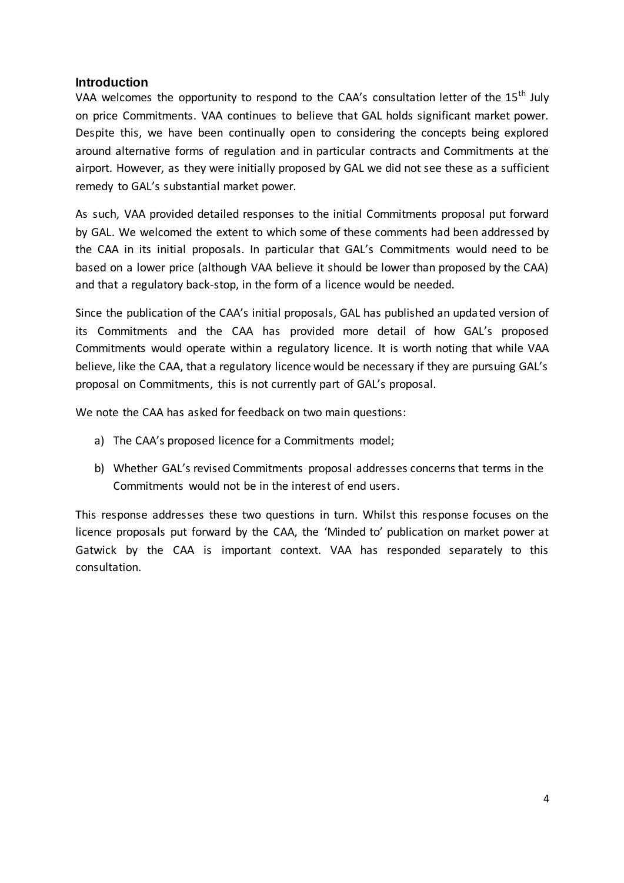## Introduction

VAA welcomes the opportunity to respond to the CAA's consultation letter of the 15th July on price Commitments. VAA continues to believe that GAL holds significant market power. Despite this, we have been continually open to considering the concepts being explored around alternative forms of regulation and in particular contracts and Commitments at the airport. However, as they were initially proposed by GAL we did not see these as a sufficient remedy to GAL's substantial market power.

As such, VAA provided detailed responses to the initial Commitments proposal put forward by GAL. We welcomed the extent to which some of these comments had been addressed by the CAA in its initial proposals. In particular that GAL's Commitments would need to be based on a lower price (although VAA believe it should be lower than proposed by the CAA) and that a regulatory back-stop, in the form of a licence would be needed.

Since the publication of the CAA's initial proposals, GAL has published an updated version of its Commitments and the CAA has provided more detail of how GAL's proposed Commitments would operate within a regulatory licence. It is worth noting that while VAA believe, like the CAA, that a regulatory licence would be necessary if they are pursuing GAL's proposal on Commitments, this is not currently part of GAL's proposal.

We note the CAA has asked for feedback on two main questions:

a) The CAA's proposed licence for a Commitments model;

b) Whether GAL's revised Commitments proposal addresses concerns that terms in the Commitments would not be in the interest of end users.

This response addresses these two questions in turn. Whilst this response focuses on the licence proposals put forward by the CAA, the 'Minded to' publication on market power at Gatwick by the CAA is important context. VAA has responded separately to this consultation.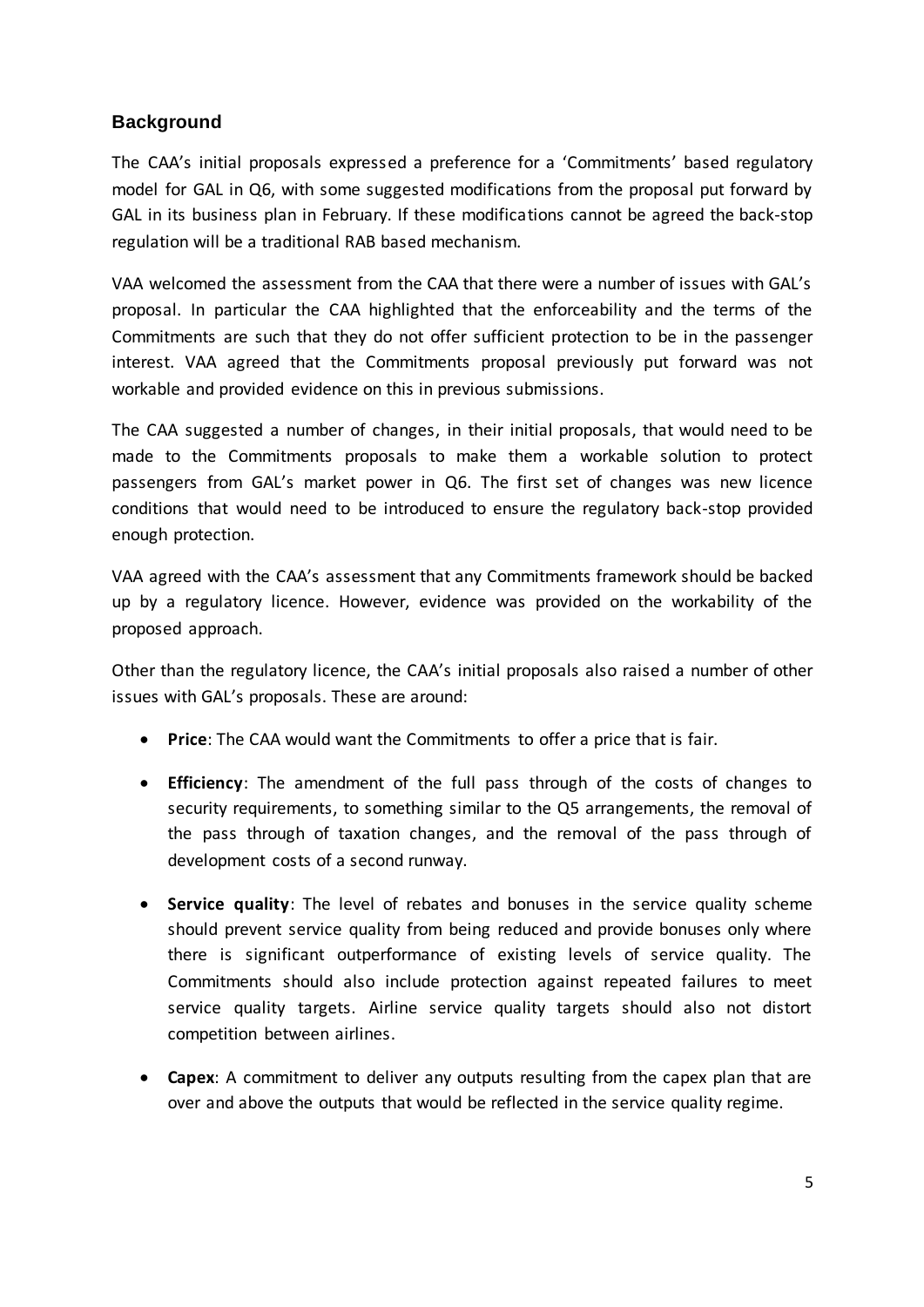## Background

The CAA's initial proposals expressed a preference for a 'Commitments' based regulatory model for GAL in Q6, with some suggested modifications from the proposal put forward by GAL in its business plan in February. If these modifications cannot be agreed the back-stop regulation will be a traditional RAB based mechanism.

VAA welcomed the assessment from the CAA that there were a number of issues with GAL's proposal. In particular the CAA highlighted that the enforceability and the terms of the Commitments are such that they do not offer sufficient protection to be in the passenger interest. VAA agreed that the Commitments proposal previously put forward was not workable and provided evidence on this in previous submissions.

The CAA suggested a number of changes, in their initial proposals, that would need to be made to the Commitments proposals to make them a workable solution to protect passengers from GAL's market power in Q6. The first set of changes was new licence conditions that would need to be introduced to ensure the regulatory back-stop provided enough protection.

VAA agreed with the CAA's assessment that any Commitments framework should be backed up by a regulatory licence. However, evidence was provided on the workability of the proposed approach.

Other than the regulatory licence, the CAA's initial proposals also raised a number of other issues with GAL's proposals. These are around:

- **Price**: The CAA would want the Commitments to offer a price that is fair.
- **Efficiency**: The amendment of the full pass through of the costs of changes to security requirements, to something similar to the Q5 arrangements, the removal of the pass through of taxation changes, and the removal of the pass through of development costs of a second runway.
- **Service quality**: The level of rebates and bonuses in the service quality scheme should prevent service quality from being reduced and provide bonuses only where there is significant outperformance of existing levels of service quality. The Commitments should also include protection against repeated failures to meet service quality targets. Airline service quality targets should also not distort competition between airlines.
- **Capex**: A commitment to deliver any outputs resulting from the capex plan that are over and above the outputs that would be reflected in the service quality regime.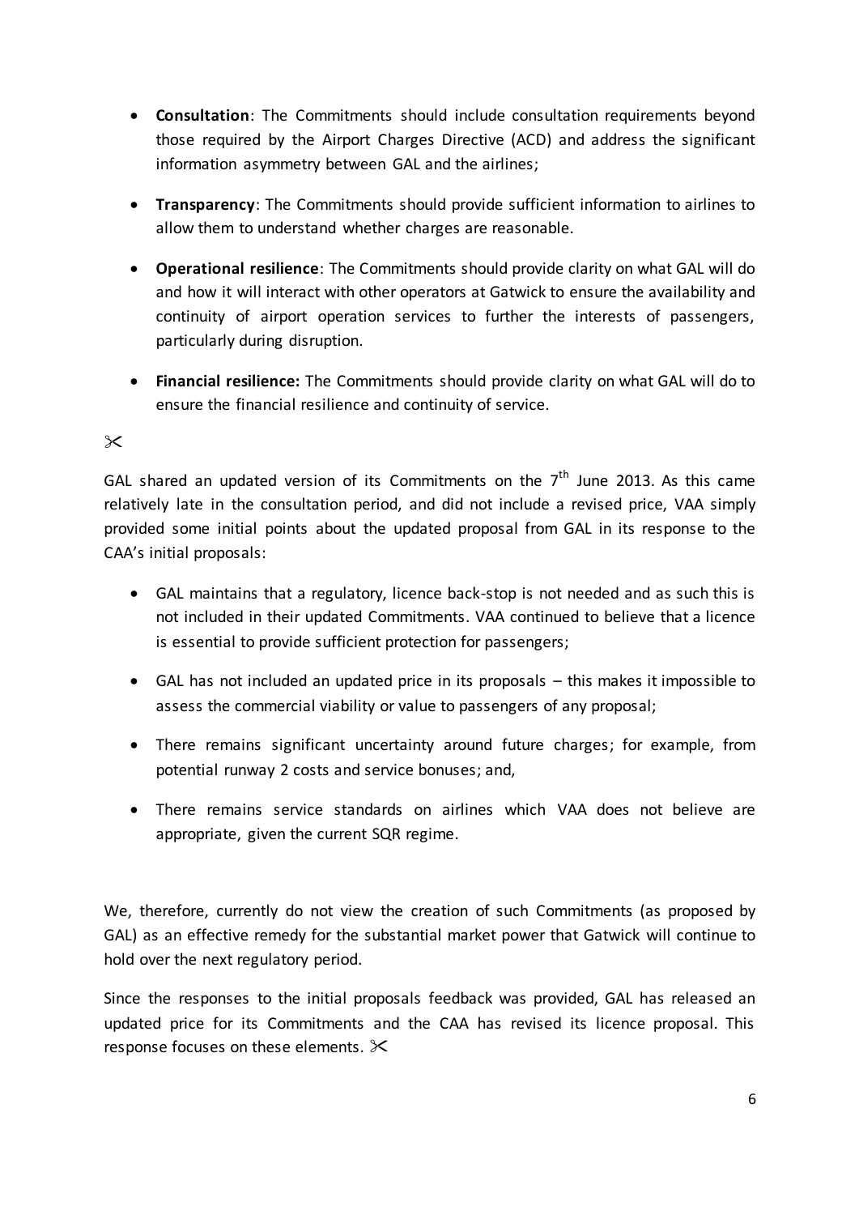- **Consultation**: The Commitments should include consultation requirements beyond those required by the Airport Charges Directive (ACD) and address the significant information asymmetry between GAL and the airlines;

- **Transparency**: The Commitments should provide sufficient information to airlines to allow them to understand whether charges are reasonable.

- **Operational resilience**: The Commitments should provide clarity on what GAL will do and how it will interact with other operators at Gatwick to ensure the availability and continuity of airport operation services to further the interests of passengers, particularly during disruption.

- **Financial resilience:** The Commitments should provide clarity on what GAL will do to ensure the financial resilience and continuity of service.

✂

GAL shared an updated version of its Commitments on the 7th June 2013. As this came relatively late in the consultation period, and did not include a revised price, VAA simply provided some initial points about the updated proposal from GAL in its response to the CAA's initial proposals:

- GAL maintains that a regulatory, licence back-stop is not needed and as such this is not included in their updated Commitments. VAA continued to believe that a licence is essential to provide sufficient protection for passengers;

- GAL has not included an updated price in its proposals – this makes it impossible to assess the commercial viability or value to passengers of any proposal;

- There remains significant uncertainty around future charges; for example, from potential runway 2 costs and service bonuses; and,

- There remains service standards on airlines which VAA does not believe are appropriate, given the current SQR regime.

We, therefore, currently do not view the creation of such Commitments (as proposed by GAL) as an effective remedy for the substantial market power that Gatwick will continue to hold over the next regulatory period.

Since the responses to the initial proposals feedback was provided, GAL has released an updated price for its Commitments and the CAA has revised its licence proposal. This response focuses on these elements. ✂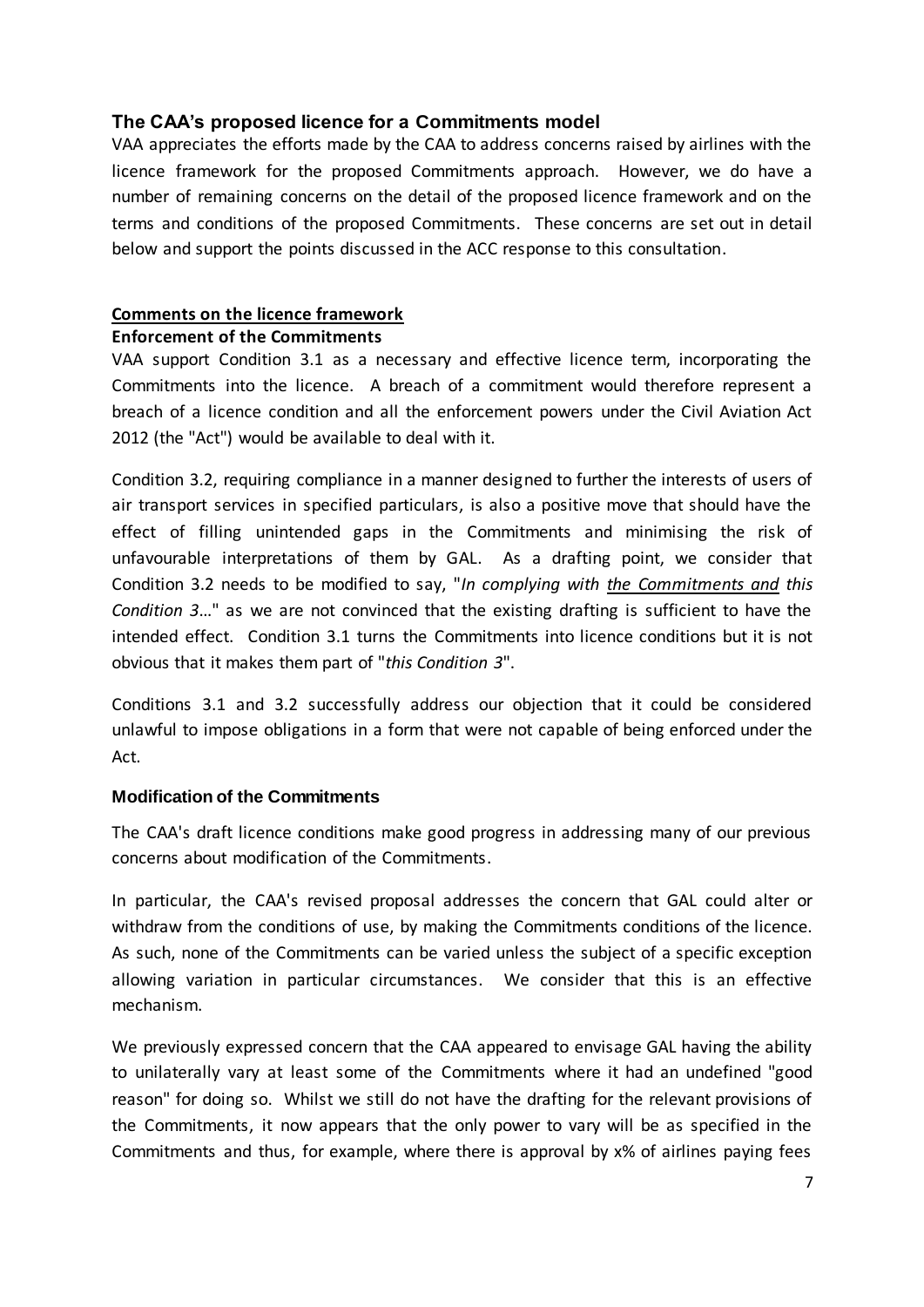## The CAA's proposed licence for a Commitments model

VAA appreciates the efforts made by the CAA to address concerns raised by airlines with the licence framework for the proposed Commitments approach. However, we do have a number of remaining concerns on the detail of the proposed licence framework and on the terms and conditions of the proposed Commitments. These concerns are set out in detail below and support the points discussed in the ACC response to this consultation.

### Comments on the licence framework

**Enforcement of the Commitments**

VAA support Condition 3.1 as a necessary and effective licence term, incorporating the Commitments into the licence. A breach of a commitment would therefore represent a breach of a licence condition and all the enforcement powers under the Civil Aviation Act 2012 (the "Act") would be available to deal with it.

Condition 3.2, requiring compliance in a manner designed to further the interests of users of air transport services in specified particulars, is also a positive move that should have the effect of filling unintended gaps in the Commitments and minimising the risk of unfavourable interpretations of them by GAL. As a drafting point, we consider that Condition 3.2 needs to be modified to say, "*In complying with <u>the Commitments and</u> this Condition 3*..." as we are not convinced that the existing drafting is sufficient to have the intended effect. Condition 3.1 turns the Commitments into licence conditions but it is not obvious that it makes them part of "*this Condition 3*".

Conditions 3.1 and 3.2 successfully address our objection that it could be considered unlawful to impose obligations in a form that were not capable of being enforced under the Act.

**Modification of the Commitments**

The CAA's draft licence conditions make good progress in addressing many of our previous concerns about modification of the Commitments.

In particular, the CAA's revised proposal addresses the concern that GAL could alter or withdraw from the conditions of use, by making the Commitments conditions of the licence. As such, none of the Commitments can be varied unless the subject of a specific exception allowing variation in particular circumstances. We consider that this is an effective mechanism.

We previously expressed concern that the CAA appeared to envisage GAL having the ability to unilaterally vary at least some of the Commitments where it had an undefined "good reason" for doing so. Whilst we still do not have the drafting for the relevant provisions of the Commitments, it now appears that the only power to vary will be as specified in the Commitments and thus, for example, where there is approval by x% of airlines paying fees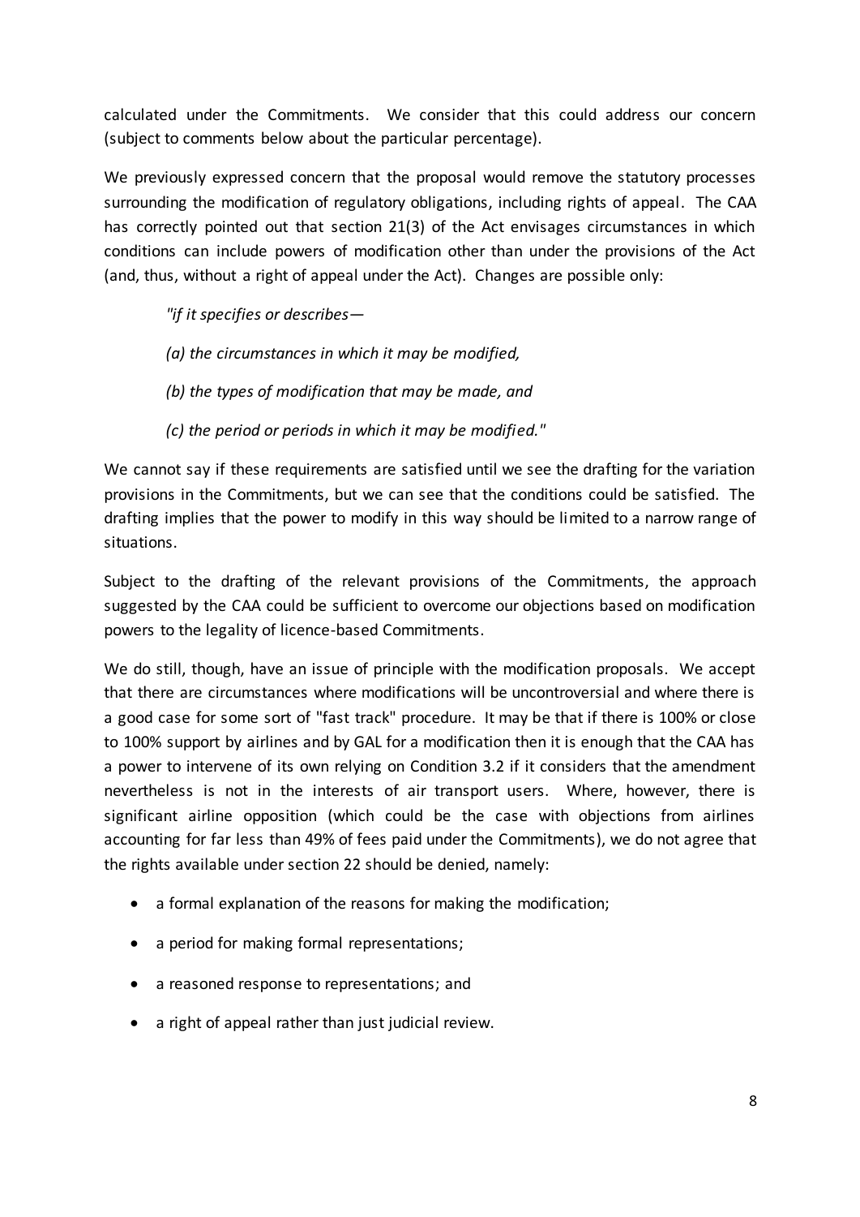calculated under the Commitments. We consider that this could address our concern (subject to comments below about the particular percentage).

We previously expressed concern that the proposal would remove the statutory processes surrounding the modification of regulatory obligations, including rights of appeal. The CAA has correctly pointed out that section 21(3) of the Act envisages circumstances in which conditions can include powers of modification other than under the provisions of the Act (and, thus, without a right of appeal under the Act). Changes are possible only:

> *"if it specifies or describes—*
>
> *(a) the circumstances in which it may be modified,*
>
> *(b) the types of modification that may be made, and*
>
> *(c) the period or periods in which it may be modified."*

We cannot say if these requirements are satisfied until we see the drafting for the variation provisions in the Commitments, but we can see that the conditions could be satisfied. The drafting implies that the power to modify in this way should be limited to a narrow range of situations.

Subject to the drafting of the relevant provisions of the Commitments, the approach suggested by the CAA could be sufficient to overcome our objections based on modification powers to the legality of licence-based Commitments.

We do still, though, have an issue of principle with the modification proposals. We accept that there are circumstances where modifications will be uncontroversial and where there is a good case for some sort of "fast track" procedure. It may be that if there is 100% or close to 100% support by airlines and by GAL for a modification then it is enough that the CAA has a power to intervene of its own relying on Condition 3.2 if it considers that the amendment nevertheless is not in the interests of air transport users. Where, however, there is significant airline opposition (which could be the case with objections from airlines accounting for far less than 49% of fees paid under the Commitments), we do not agree that the rights available under section 22 should be denied, namely:

- a formal explanation of the reasons for making the modification;
- a period for making formal representations;
- a reasoned response to representations; and
- a right of appeal rather than just judicial review.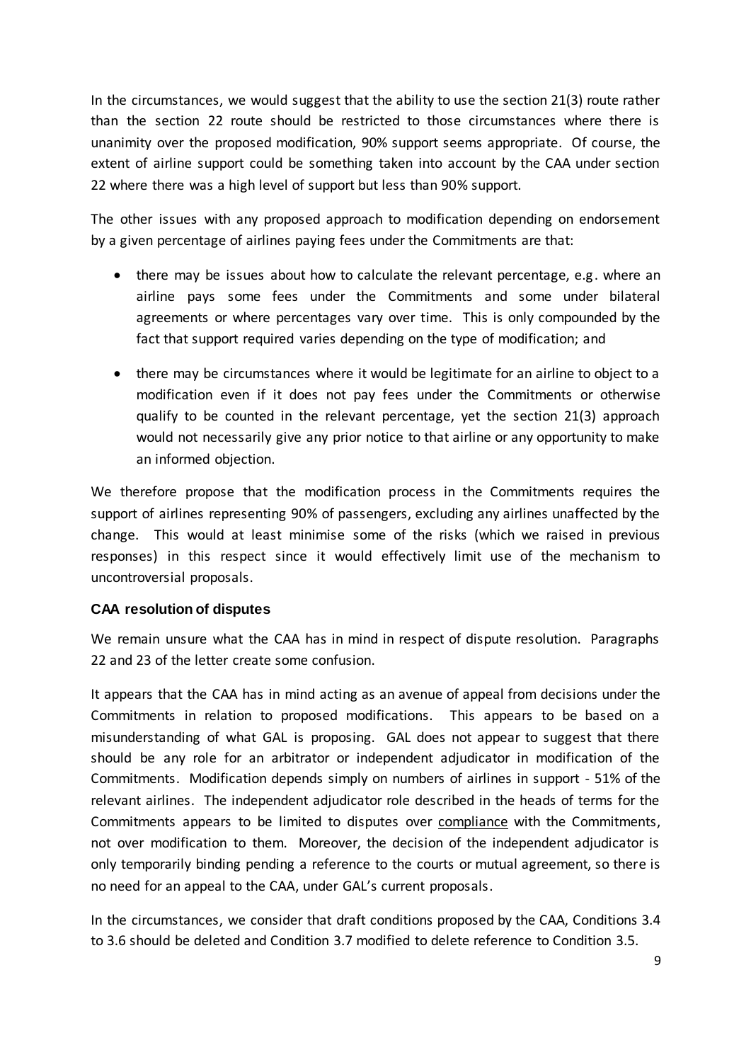In the circumstances, we would suggest that the ability to use the section 21(3) route rather than the section 22 route should be restricted to those circumstances where there is unanimity over the proposed modification, 90% support seems appropriate. Of course, the extent of airline support could be something taken into account by the CAA under section 22 where there was a high level of support but less than 90% support.

The other issues with any proposed approach to modification depending on endorsement by a given percentage of airlines paying fees under the Commitments are that:

- there may be issues about how to calculate the relevant percentage, e.g. where an airline pays some fees under the Commitments and some under bilateral agreements or where percentages vary over time. This is only compounded by the fact that support required varies depending on the type of modification; and
- there may be circumstances where it would be legitimate for an airline to object to a modification even if it does not pay fees under the Commitments or otherwise qualify to be counted in the relevant percentage, yet the section 21(3) approach would not necessarily give any prior notice to that airline or any opportunity to make an informed objection.

We therefore propose that the modification process in the Commitments requires the support of airlines representing 90% of passengers, excluding any airlines unaffected by the change. This would at least minimise some of the risks (which we raised in previous responses) in this respect since it would effectively limit use of the mechanism to uncontroversial proposals.

### CAA resolution of disputes

We remain unsure what the CAA has in mind in respect of dispute resolution. Paragraphs 22 and 23 of the letter create some confusion.

It appears that the CAA has in mind acting as an avenue of appeal from decisions under the Commitments in relation to proposed modifications. This appears to be based on a misunderstanding of what GAL is proposing. GAL does not appear to suggest that there should be any role for an arbitrator or independent adjudicator in modification of the Commitments. Modification depends simply on numbers of airlines in support - 51% of the relevant airlines. The independent adjudicator role described in the heads of terms for the Commitments appears to be limited to disputes over compliance with the Commitments, not over modification to them. Moreover, the decision of the independent adjudicator is only temporarily binding pending a reference to the courts or mutual agreement, so there is no need for an appeal to the CAA, under GAL's current proposals.

In the circumstances, we consider that draft conditions proposed by the CAA, Conditions 3.4 to 3.6 should be deleted and Condition 3.7 modified to delete reference to Condition 3.5.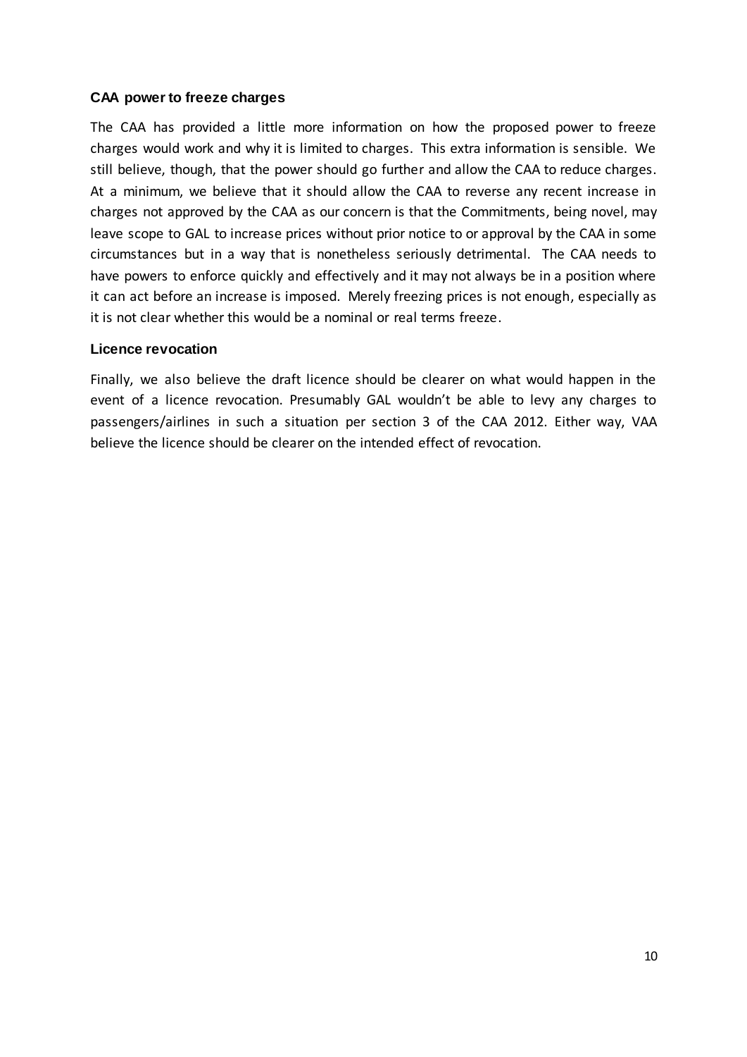### CAA power to freeze charges

The CAA has provided a little more information on how the proposed power to freeze charges would work and why it is limited to charges. This extra information is sensible. We still believe, though, that the power should go further and allow the CAA to reduce charges. At a minimum, we believe that it should allow the CAA to reverse any recent increase in charges not approved by the CAA as our concern is that the Commitments, being novel, may leave scope to GAL to increase prices without prior notice to or approval by the CAA in some circumstances but in a way that is nonetheless seriously detrimental. The CAA needs to have powers to enforce quickly and effectively and it may not always be in a position where it can act before an increase is imposed. Merely freezing prices is not enough, especially as it is not clear whether this would be a nominal or real terms freeze.

### Licence revocation

Finally, we also believe the draft licence should be clearer on what would happen in the event of a licence revocation. Presumably GAL wouldn't be able to levy any charges to passengers/airlines in such a situation per section 3 of the CAA 2012. Either way, VAA believe the licence should be clearer on the intended effect of revocation.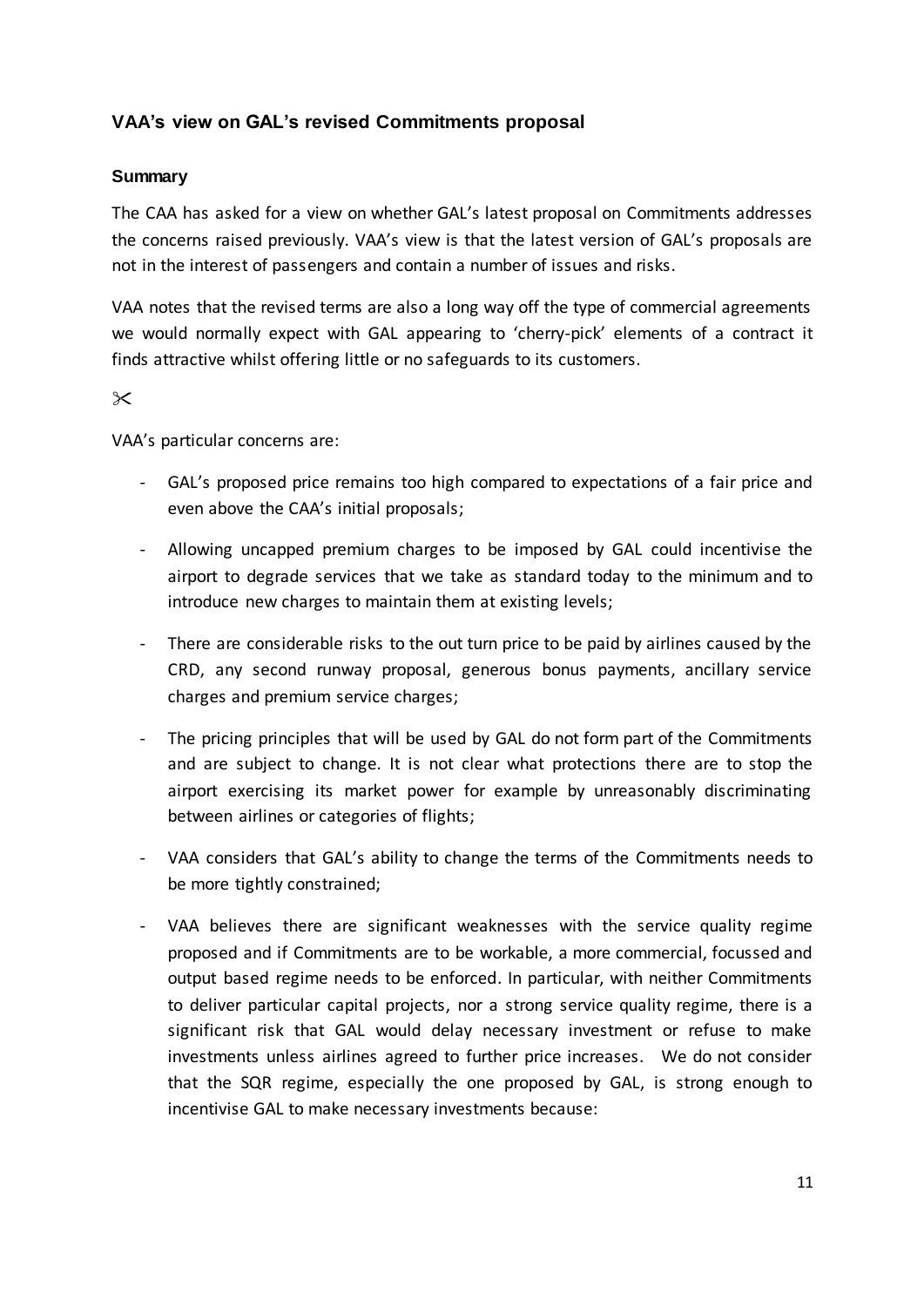## VAA's view on GAL's revised Commitments proposal

### Summary

The CAA has asked for a view on whether GAL's latest proposal on Commitments addresses the concerns raised previously. VAA's view is that the latest version of GAL's proposals are not in the interest of passengers and contain a number of issues and risks.

VAA notes that the revised terms are also a long way off the type of commercial agreements we would normally expect with GAL appearing to 'cherry-pick' elements of a contract it finds attractive whilst offering little or no safeguards to its customers.

✂

VAA's particular concerns are:

- GAL's proposed price remains too high compared to expectations of a fair price and even above the CAA's initial proposals;
- Allowing uncapped premium charges to be imposed by GAL could incentivise the airport to degrade services that we take as standard today to the minimum and to introduce new charges to maintain them at existing levels;
- There are considerable risks to the out turn price to be paid by airlines caused by the CRD, any second runway proposal, generous bonus payments, ancillary service charges and premium service charges;
- The pricing principles that will be used by GAL do not form part of the Commitments and are subject to change. It is not clear what protections there are to stop the airport exercising its market power for example by unreasonably discriminating between airlines or categories of flights;
- VAA considers that GAL's ability to change the terms of the Commitments needs to be more tightly constrained;
- VAA believes there are significant weaknesses with the service quality regime proposed and if Commitments are to be workable, a more commercial, focussed and output based regime needs to be enforced. In particular, with neither Commitments to deliver particular capital projects, nor a strong service quality regime, there is a significant risk that GAL would delay necessary investment or refuse to make investments unless airlines agreed to further price increases. We do not consider that the SQR regime, especially the one proposed by GAL, is strong enough to incentivise GAL to make necessary investments because: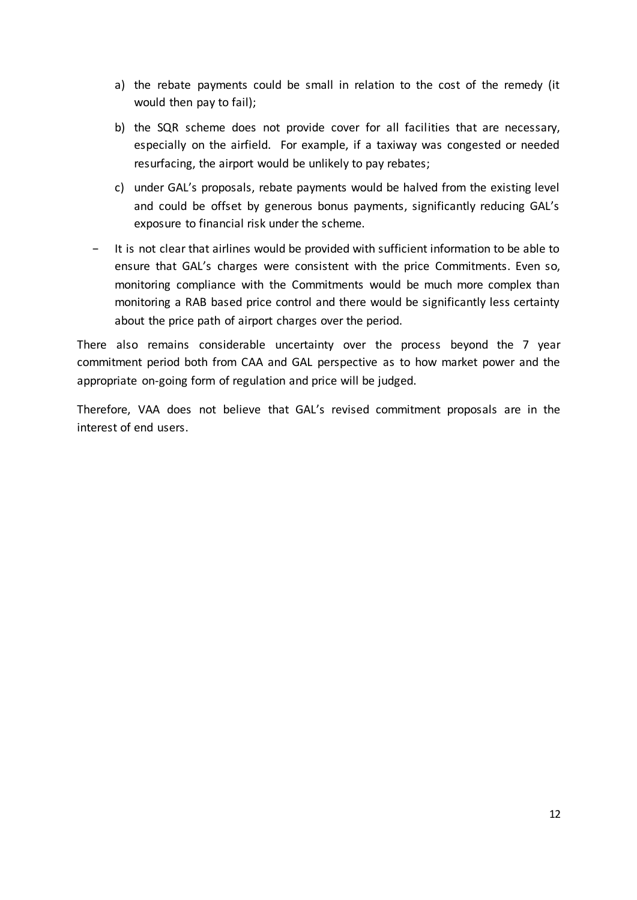a) the rebate payments could be small in relation to the cost of the remedy (it would then pay to fail);

b) the SQR scheme does not provide cover for all facilities that are necessary, especially on the airfield. For example, if a taxiway was congested or needed resurfacing, the airport would be unlikely to pay rebates;

c) under GAL's proposals, rebate payments would be halved from the existing level and could be offset by generous bonus payments, significantly reducing GAL's exposure to financial risk under the scheme.

- It is not clear that airlines would be provided with sufficient information to be able to ensure that GAL's charges were consistent with the price Commitments. Even so, monitoring compliance with the Commitments would be much more complex than monitoring a RAB based price control and there would be significantly less certainty about the price path of airport charges over the period.

There also remains considerable uncertainty over the process beyond the 7 year commitment period both from CAA and GAL perspective as to how market power and the appropriate on-going form of regulation and price will be judged.

Therefore, VAA does not believe that GAL's revised commitment proposals are in the interest of end users.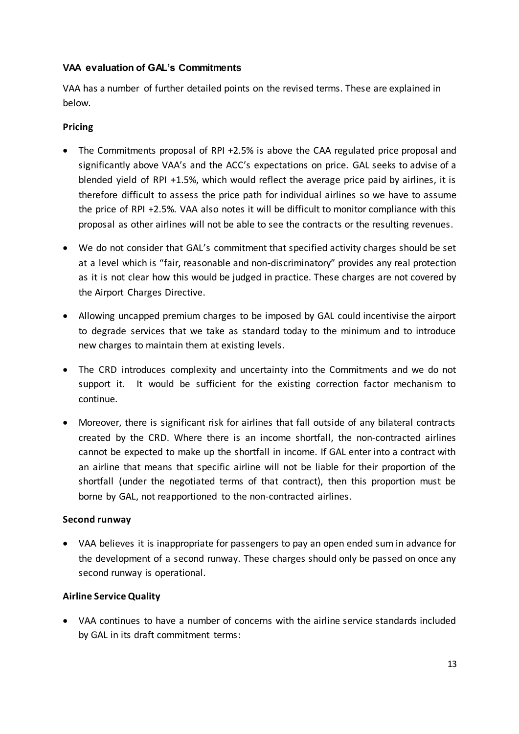### VAA evaluation of GAL's Commitments

VAA has a number of further detailed points on the revised terms. These are explained in below.

**Pricing**

- The Commitments proposal of RPI +2.5% is above the CAA regulated price proposal and significantly above VAA's and the ACC's expectations on price. GAL seeks to advise of a blended yield of RPI +1.5%, which would reflect the average price paid by airlines, it is therefore difficult to assess the price path for individual airlines so we have to assume the price of RPI +2.5%. VAA also notes it will be difficult to monitor compliance with this proposal as other airlines will not be able to see the contracts or the resulting revenues.
- We do not consider that GAL's commitment that specified activity charges should be set at a level which is "fair, reasonable and non-discriminatory" provides any real protection as it is not clear how this would be judged in practice. These charges are not covered by the Airport Charges Directive.
- Allowing uncapped premium charges to be imposed by GAL could incentivise the airport to degrade services that we take as standard today to the minimum and to introduce new charges to maintain them at existing levels.
- The CRD introduces complexity and uncertainty into the Commitments and we do not support it. It would be sufficient for the existing correction factor mechanism to continue.
- Moreover, there is significant risk for airlines that fall outside of any bilateral contracts created by the CRD. Where there is an income shortfall, the non-contracted airlines cannot be expected to make up the shortfall in income. If GAL enter into a contract with an airline that means that specific airline will not be liable for their proportion of the shortfall (under the negotiated terms of that contract), then this proportion must be borne by GAL, not reapportioned to the non-contracted airlines.

**Second runway**

- VAA believes it is inappropriate for passengers to pay an open ended sum in advance for the development of a second runway. These charges should only be passed on once any second runway is operational.

**Airline Service Quality**

- VAA continues to have a number of concerns with the airline service standards included by GAL in its draft commitment terms: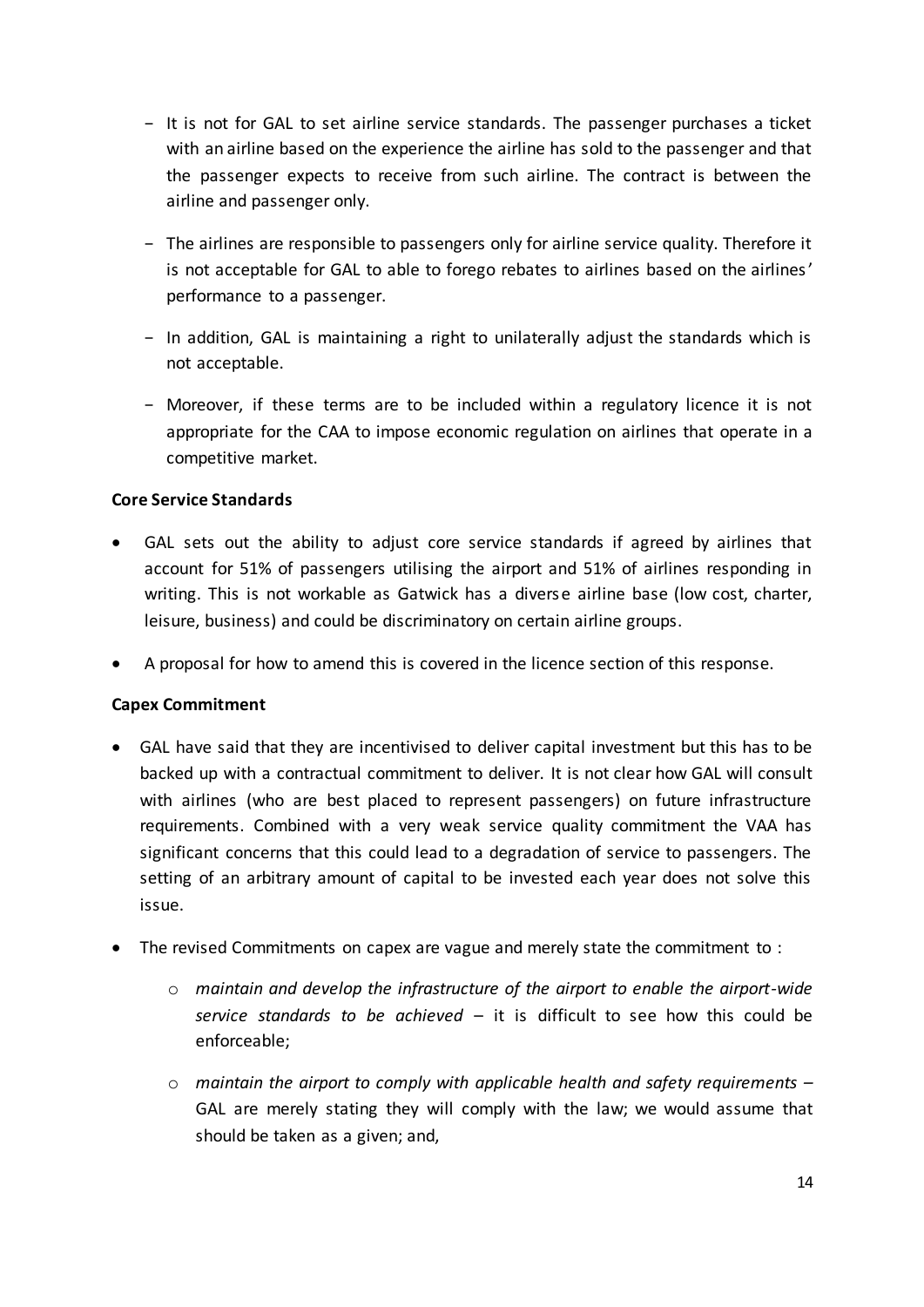- It is not for GAL to set airline service standards. The passenger purchases a ticket with an airline based on the experience the airline has sold to the passenger and that the passenger expects to receive from such airline. The contract is between the airline and passenger only.

- The airlines are responsible to passengers only for airline service quality. Therefore it is not acceptable for GAL to able to forego rebates to airlines based on the airlines' performance to a passenger.

- In addition, GAL is maintaining a right to unilaterally adjust the standards which is not acceptable.

- Moreover, if these terms are to be included within a regulatory licence it is not appropriate for the CAA to impose economic regulation on airlines that operate in a competitive market.

**Core Service Standards**

- GAL sets out the ability to adjust core service standards if agreed by airlines that account for 51% of passengers utilising the airport and 51% of airlines responding in writing. This is not workable as Gatwick has a diverse airline base (low cost, charter, leisure, business) and could be discriminatory on certain airline groups.
- A proposal for how to amend this is covered in the licence section of this response.

**Capex Commitment**

- GAL have said that they are incentivised to deliver capital investment but this has to be backed up with a contractual commitment to deliver. It is not clear how GAL will consult with airlines (who are best placed to represent passengers) on future infrastructure requirements. Combined with a very weak service quality commitment the VAA has significant concerns that this could lead to a degradation of service to passengers. The setting of an arbitrary amount of capital to be invested each year does not solve this issue.
- The revised Commitments on capex are vague and merely state the commitment to :
    - *maintain and develop the infrastructure of the airport to enable the airport-wide service standards to be achieved* – it is difficult to see how this could be enforceable;
    - *maintain the airport to comply with applicable health and safety requirements* – GAL are merely stating they will comply with the law; we would assume that should be taken as a given; and,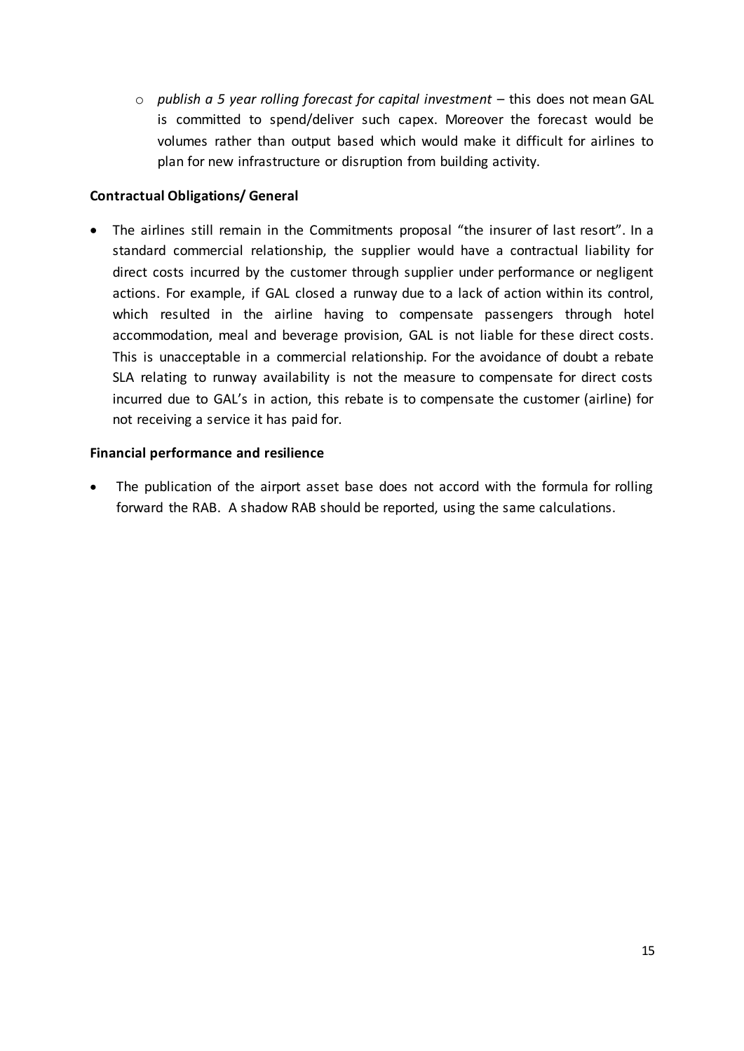- *publish a 5 year rolling forecast for capital investment* – this does not mean GAL is committed to spend/deliver such capex. Moreover the forecast would be volumes rather than output based which would make it difficult for airlines to plan for new infrastructure or disruption from building activity.

**Contractual Obligations/ General**

- The airlines still remain in the Commitments proposal "the insurer of last resort". In a standard commercial relationship, the supplier would have a contractual liability for direct costs incurred by the customer through supplier under performance or negligent actions. For example, if GAL closed a runway due to a lack of action within its control, which resulted in the airline having to compensate passengers through hotel accommodation, meal and beverage provision, GAL is not liable for these direct costs. This is unacceptable in a commercial relationship. For the avoidance of doubt a rebate SLA relating to runway availability is not the measure to compensate for direct costs incurred due to GAL's in action, this rebate is to compensate the customer (airline) for not receiving a service it has paid for.

**Financial performance and resilience**

- The publication of the airport asset base does not accord with the formula for rolling forward the RAB. A shadow RAB should be reported, using the same calculations.